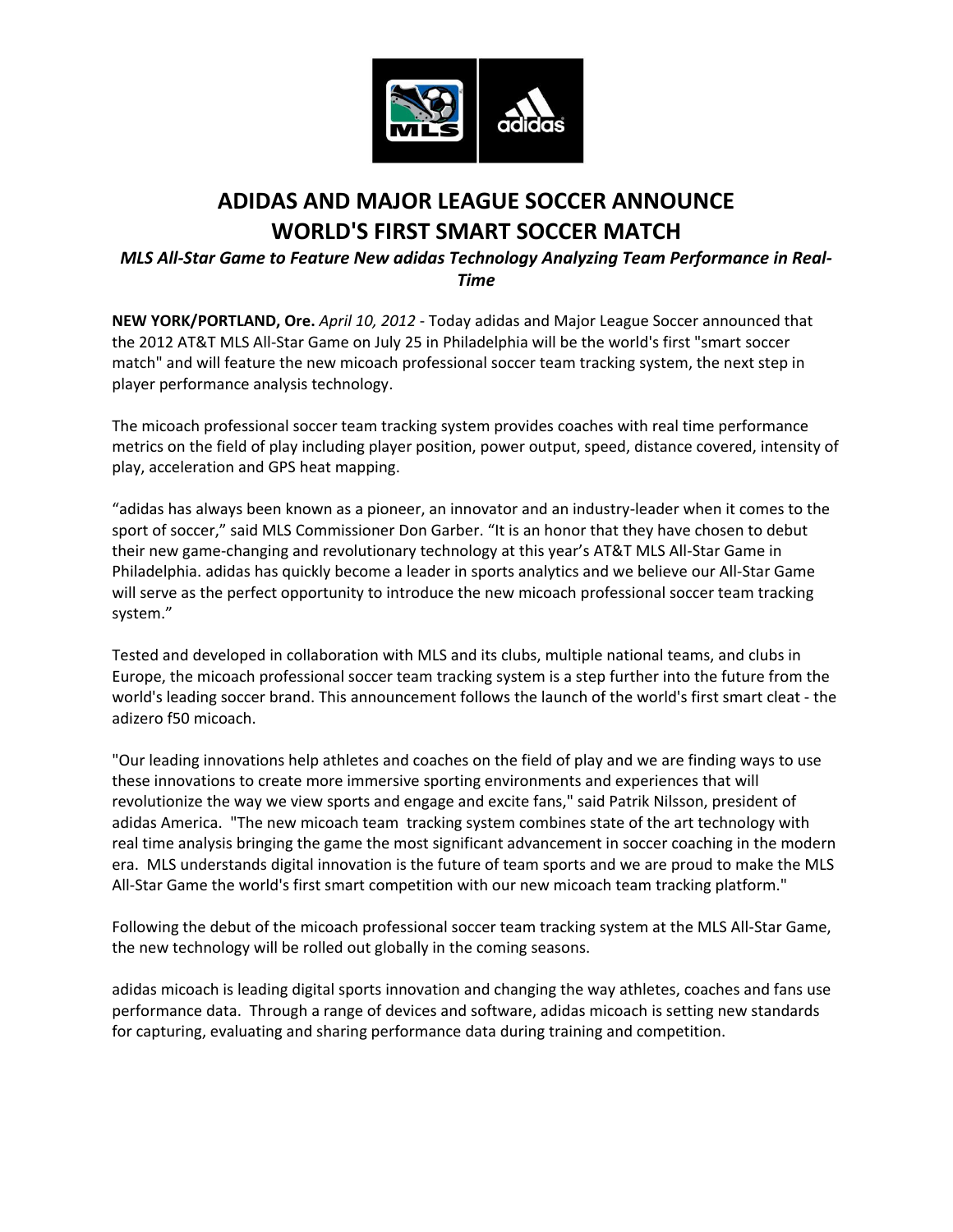# ADIDAS AND MAJOR LEAGUE SOCCER ANNOUNCE WORLD'S FIRST SMART SOCCER MATCH

*MLS All-Star Game to Feature New adidas Technology Analyzing Team Performance in Real-Time*

**NEW YORK/PORTLAND, Ore.** *April 10, 2012* - Today adidas and Major League Soccer announced that the 2012 AT&T MLS All-Star Game on July 25 in Philadelphia will be the world's first "smart soccer match" and will feature the new micoach professional soccer team tracking system, the next step in player performance analysis technology.

The micoach professional soccer team tracking system provides coaches with real time performance metrics on the field of play including player position, power output, speed, distance covered, intensity of play, acceleration and GPS heat mapping.

"adidas has always been known as a pioneer, an innovator and an industry-leader when it comes to the sport of soccer," said MLS Commissioner Don Garber. "It is an honor that they have chosen to debut their new game-changing and revolutionary technology at this year's AT&T MLS All-Star Game in Philadelphia. adidas has quickly become a leader in sports analytics and we believe our All-Star Game will serve as the perfect opportunity to introduce the new micoach professional soccer team tracking system."

Tested and developed in collaboration with MLS and its clubs, multiple national teams, and clubs in Europe, the micoach professional soccer team tracking system is a step further into the future from the world's leading soccer brand. This announcement follows the launch of the world's first smart cleat - the adizero f50 micoach.

"Our leading innovations help athletes and coaches on the field of play and we are finding ways to use these innovations to create more immersive sporting environments and experiences that will revolutionize the way we view sports and engage and excite fans," said Patrik Nilsson, president of adidas America. "The new micoach team tracking system combines state of the art technology with real time analysis bringing the game the most significant advancement in soccer coaching in the modern era. MLS understands digital innovation is the future of team sports and we are proud to make the MLS All-Star Game the world's first smart competition with our new micoach team tracking platform."

Following the debut of the micoach professional soccer team tracking system at the MLS All-Star Game, the new technology will be rolled out globally in the coming seasons.

adidas micoach is leading digital sports innovation and changing the way athletes, coaches and fans use performance data. Through a range of devices and software, adidas micoach is setting new standards for capturing, evaluating and sharing performance data during training and competition.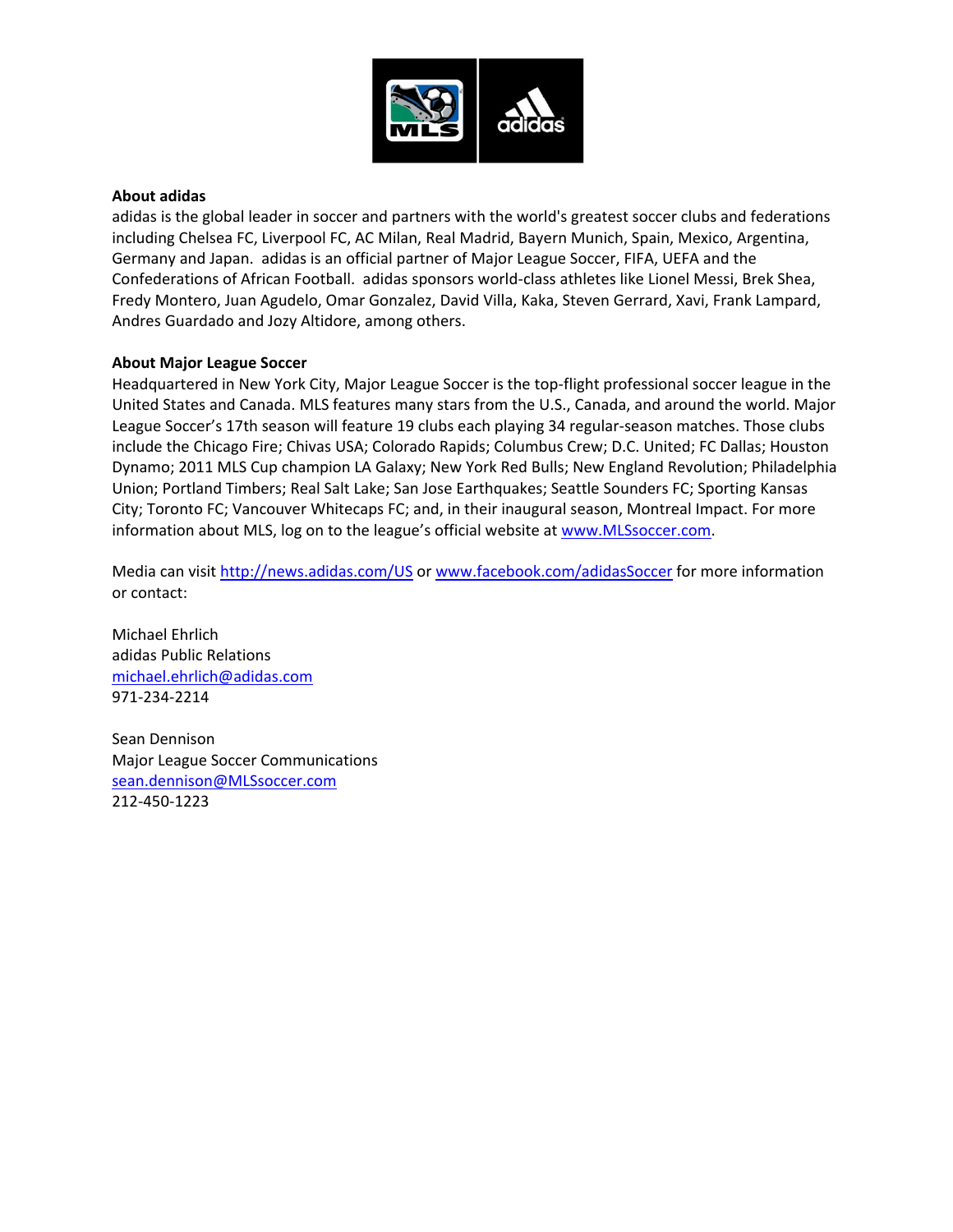**About adidas**

adidas is the global leader in soccer and partners with the world's greatest soccer clubs and federations including Chelsea FC, Liverpool FC, AC Milan, Real Madrid, Bayern Munich, Spain, Mexico, Argentina, Germany and Japan. adidas is an official partner of Major League Soccer, FIFA, UEFA and the Confederations of African Football. adidas sponsors world-class athletes like Lionel Messi, Brek Shea, Fredy Montero, Juan Agudelo, Omar Gonzalez, David Villa, Kaka, Steven Gerrard, Xavi, Frank Lampard, Andres Guardado and Jozy Altidore, among others.

**About Major League Soccer**

Headquartered in New York City, Major League Soccer is the top-flight professional soccer league in the United States and Canada. MLS features many stars from the U.S., Canada, and around the world. Major League Soccer's 17th season will feature 19 clubs each playing 34 regular-season matches. Those clubs include the Chicago Fire; Chivas USA; Colorado Rapids; Columbus Crew; D.C. United; FC Dallas; Houston Dynamo; 2011 MLS Cup champion LA Galaxy; New York Red Bulls; New England Revolution; Philadelphia Union; Portland Timbers; Real Salt Lake; San Jose Earthquakes; Seattle Sounders FC; Sporting Kansas City; Toronto FC; Vancouver Whitecaps FC; and, in their inaugural season, Montreal Impact. For more information about MLS, log on to the league's official website at www.MLSsoccer.com.

Media can visit http://news.adidas.com/US or www.facebook.com/adidasSoccer for more information or contact:

Michael Ehrlich
adidas Public Relations
michael.ehrlich@adidas.com
971-234-2214

Sean Dennison
Major League Soccer Communications
sean.dennison@MLSsoccer.com
212-450-1223